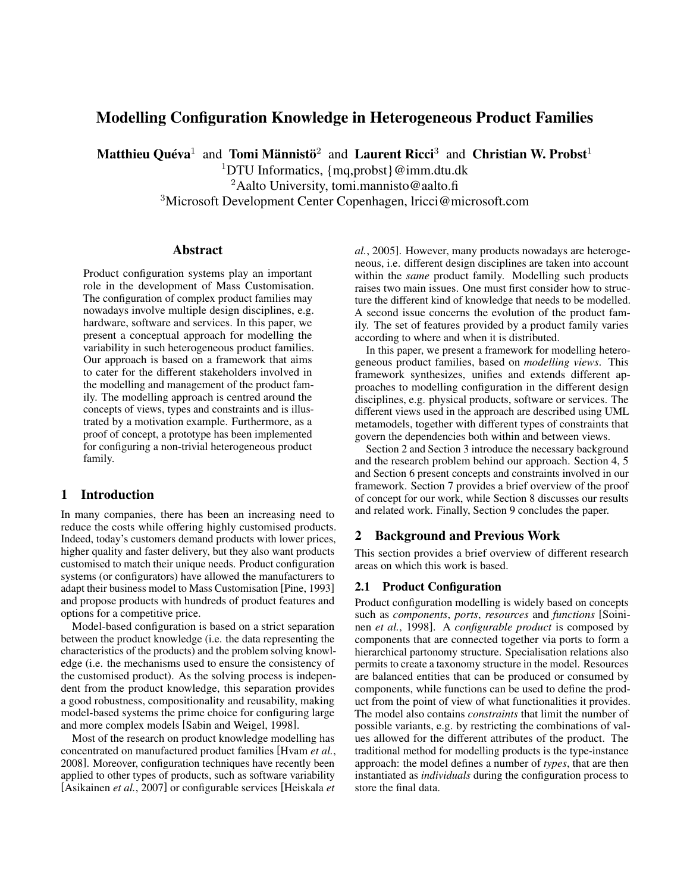# Modelling Configuration Knowledge in Heterogeneous Product Families

**Matthieu Quéva**[1] and **Tomi Männistö**[2] and **Laurent Ricci**[3] and **Christian W. Probst**[1]

[1]DTU Informatics, {mq,probst}@imm.dtu.dk
[2]Aalto University, tomi.mannisto@aalto.fi
[3]Microsoft Development Center Copenhagen, lricci@microsoft.com

## Abstract

Product configuration systems play an important role in the development of Mass Customisation. The configuration of complex product families may nowadays involve multiple design disciplines, e.g. hardware, software and services. In this paper, we present a conceptual approach for modelling the variability in such heterogeneous product families. Our approach is based on a framework that aims to cater for the different stakeholders involved in the modelling and management of the product family. The modelling approach is centred around the concepts of views, types and constraints and is illustrated by a motivation example. Furthermore, as a proof of concept, a prototype has been implemented for configuring a non-trivial heterogeneous product family.

## 1 Introduction

In many companies, there has been an increasing need to reduce the costs while offering highly customised products. Indeed, today's customers demand products with lower prices, higher quality and faster delivery, but they also want products customised to match their unique needs. Product configuration systems (or configurators) have allowed the manufacturers to adapt their business model to Mass Customisation [Pine, 1993] and propose products with hundreds of product features and options for a competitive price.

Model-based configuration is based on a strict separation between the product knowledge (i.e. the data representing the characteristics of the products) and the problem solving knowledge (i.e. the mechanisms used to ensure the consistency of the customised product). As the solving process is independent from the product knowledge, this separation provides a good robustness, compositionality and reusability, making model-based systems the prime choice for configuring large and more complex models [Sabin and Weigel, 1998].

Most of the research on product knowledge modelling has concentrated on manufactured product families [Hvam *et al.*, 2008]. Moreover, configuration techniques have recently been applied to other types of products, such as software variability [Asikainen *et al.*, 2007] or configurable services [Heiskala *et al.*, 2005]. However, many products nowadays are heterogeneous, i.e. different design disciplines are taken into account within the *same* product family. Modelling such products raises two main issues. One must first consider how to structure the different kind of knowledge that needs to be modelled. A second issue concerns the evolution of the product family. The set of features provided by a product family varies according to where and when it is distributed.

In this paper, we present a framework for modelling heterogeneous product families, based on *modelling views*. This framework synthesizes, unifies and extends different approaches to modelling configuration in the different design disciplines, e.g. physical products, software or services. The different views used in the approach are described using UML metamodels, together with different types of constraints that govern the dependencies both within and between views.

Section 2 and Section 3 introduce the necessary background and the research problem behind our approach. Section 4, 5 and Section 6 present concepts and constraints involved in our framework. Section 7 provides a brief overview of the proof of concept for our work, while Section 8 discusses our results and related work. Finally, Section 9 concludes the paper.

## 2 Background and Previous Work

This section provides a brief overview of different research areas on which this work is based.

### 2.1 Product Configuration

Product configuration modelling is widely based on concepts such as *components*, *ports*, *resources* and *functions* [Soininen *et al.*, 1998]. A *configurable product* is composed by components that are connected together via ports to form a hierarchical partonomy structure. Specialisation relations also permits to create a taxonomy structure in the model. Resources are balanced entities that can be produced or consumed by components, while functions can be used to define the product from the point of view of what functionalities it provides. The model also contains *constraints* that limit the number of possible variants, e.g. by restricting the combinations of values allowed for the different attributes of the product. The traditional method for modelling products is the type-instance approach: the model defines a number of *types*, that are then instantiated as *individuals* during the configuration process to store the final data.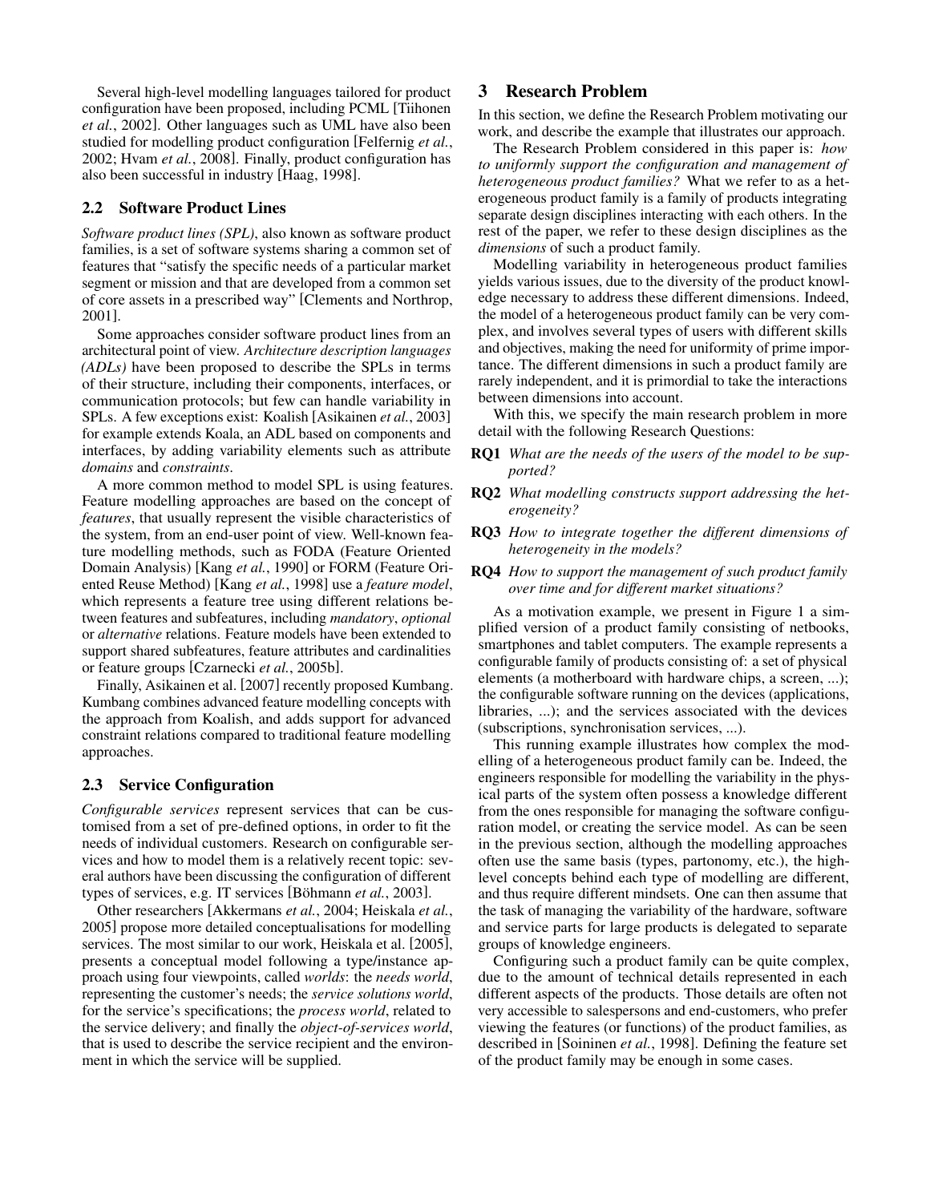Several high-level modelling languages tailored for product configuration have been proposed, including PCML [Tiihonen *et al.*, 2002]. Other languages such as UML have also been studied for modelling product configuration [Felfernig *et al.*, 2002; Hvam *et al.*, 2008]. Finally, product configuration has also been successful in industry [Haag, 1998].

## 2.2 Software Product Lines

*Software product lines (SPL)*, also known as software product families, is a set of software systems sharing a common set of features that "satisfy the specific needs of a particular market segment or mission and that are developed from a common set of core assets in a prescribed way" [Clements and Northrop, 2001].

Some approaches consider software product lines from an architectural point of view. *Architecture description languages (ADLs)* have been proposed to describe the SPLs in terms of their structure, including their components, interfaces, or communication protocols; but few can handle variability in SPLs. A few exceptions exist: Koalish [Asikainen *et al.*, 2003] for example extends Koala, an ADL based on components and interfaces, by adding variability elements such as attribute *domains* and *constraints*.

A more common method to model SPL is using features. Feature modelling approaches are based on the concept of *features*, that usually represent the visible characteristics of the system, from an end-user point of view. Well-known feature modelling methods, such as FODA (Feature Oriented Domain Analysis) [Kang *et al.*, 1990] or FORM (Feature Oriented Reuse Method) [Kang *et al.*, 1998] use a *feature model*, which represents a feature tree using different relations between features and subfeatures, including *mandatory*, *optional* or *alternative* relations. Feature models have been extended to support shared subfeatures, feature attributes and cardinalities or feature groups [Czarnecki *et al.*, 2005b].

Finally, Asikainen et al. [2007] recently proposed Kumbang. Kumbang combines advanced feature modelling concepts with the approach from Koalish, and adds support for advanced constraint relations compared to traditional feature modelling approaches.

## 2.3 Service Configuration

*Configurable services* represent services that can be customised from a set of pre-defined options, in order to fit the needs of individual customers. Research on configurable services and how to model them is a relatively recent topic: several authors have been discussing the configuration of different types of services, e.g. IT services [Böhmann *et al.*, 2003].

Other researchers [Akkermans *et al.*, 2004; Heiskala *et al.*, 2005] propose more detailed conceptualisations for modelling services. The most similar to our work, Heiskala et al. [2005], presents a conceptual model following a type/instance approach using four viewpoints, called *worlds*: the *needs world*, representing the customer's needs; the *service solutions world*, for the service's specifications; the *process world*, related to the service delivery; and finally the *object-of-services world*, that is used to describe the service recipient and the environment in which the service will be supplied.

# 3 Research Problem

In this section, we define the Research Problem motivating our work, and describe the example that illustrates our approach.

The Research Problem considered in this paper is: *how to uniformly support the configuration and management of heterogeneous product families?* What we refer to as a heterogeneous product family is a family of products integrating separate design disciplines interacting with each others. In the rest of the paper, we refer to these design disciplines as the *dimensions* of such a product family.

Modelling variability in heterogeneous product families yields various issues, due to the diversity of the product knowledge necessary to address these different dimensions. Indeed, the model of a heterogeneous product family can be very complex, and involves several types of users with different skills and objectives, making the need for uniformity of prime importance. The different dimensions in such a product family are rarely independent, and it is primordial to take the interactions between dimensions into account.

With this, we specify the main research problem in more detail with the following Research Questions:

- **RQ1** *What are the needs of the users of the model to be supported?*
- **RQ2** *What modelling constructs support addressing the heterogeneity?*
- **RQ3** *How to integrate together the different dimensions of heterogeneity in the models?*
- **RQ4** *How to support the management of such product family over time and for different market situations?*

As a motivation example, we present in Figure 1 a simplified version of a product family consisting of netbooks, smartphones and tablet computers. The example represents a configurable family of products consisting of: a set of physical elements (a motherboard with hardware chips, a screen, ...); the configurable software running on the devices (applications, libraries, ...); and the services associated with the devices (subscriptions, synchronisation services, ...).

This running example illustrates how complex the modelling of a heterogeneous product family can be. Indeed, the engineers responsible for modelling the variability in the physical parts of the system often possess a knowledge different from the ones responsible for managing the software configuration model, or creating the service model. As can be seen in the previous section, although the modelling approaches often use the same basis (types, partonomy, etc.), the high-level concepts behind each type of modelling are different, and thus require different mindsets. One can then assume that the task of managing the variability of the hardware, software and service parts for large products is delegated to separate groups of knowledge engineers.

Configuring such a product family can be quite complex, due to the amount of technical details represented in each different aspects of the products. Those details are often not very accessible to salespersons and end-customers, who prefer viewing the features (or functions) of the product families, as described in [Soininen *et al.*, 1998]. Defining the feature set of the product family may be enough in some cases.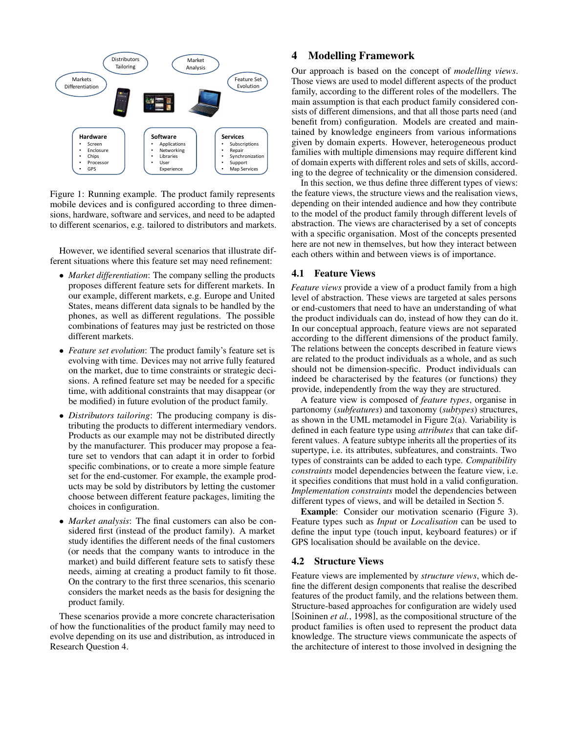Figure 1: Running example. The product family represents mobile devices and is configured according to three dimensions, hardware, software and services, and need to be adapted to different scenarios, e.g. tailored to distributors and markets.

However, we identified several scenarios that illustrate different situations where this feature set may need refinement:

- *Market differentiation*: The company selling the products proposes different feature sets for different markets. In our example, different markets, e.g. Europe and United States, means different data signals to be handled by the phones, as well as different regulations. The possible combinations of features may just be restricted on those different markets.
- *Feature set evolution*: The product family's feature set is evolving with time. Devices may not arrive fully featured on the market, due to time constraints or strategic decisions. A refined feature set may be needed for a specific time, with additional constraints that may disappear (or be modified) in future evolution of the product family.
- *Distributors tailoring*: The producing company is distributing the products to different intermediary vendors. Products as our example may not be distributed directly by the manufacturer. This producer may propose a feature set to vendors that can adapt it in order to forbid specific combinations, or to create a more simple feature set for the end-customer. For example, the example products may be sold by distributors by letting the customer choose between different feature packages, limiting the choices in configuration.
- *Market analysis*: The final customers can also be considered first (instead of the product family). A market study identifies the different needs of the final customers (or needs that the company wants to introduce in the market) and build different feature sets to satisfy these needs, aiming at creating a product family to fit those. On the contrary to the first three scenarios, this scenario considers the market needs as the basis for designing the product family.

These scenarios provide a more concrete characterisation of how the functionalities of the product family may need to evolve depending on its use and distribution, as introduced in Research Question 4.

## 4 Modelling Framework

Our approach is based on the concept of *modelling views*. Those views are used to model different aspects of the product family, according to the different roles of the modellers. The main assumption is that each product family considered consists of different dimensions, and that all those parts need (and benefit from) configuration. Models are created and maintained by knowledge engineers from various informations given by domain experts. However, heterogeneous product families with multiple dimensions may require different kind of domain experts with different roles and sets of skills, according to the degree of technicality or the dimension considered.

In this section, we thus define three different types of views: the feature views, the structure views and the realisation views, depending on their intended audience and how they contribute to the model of the product family through different levels of abstraction. The views are characterised by a set of concepts with a specific organisation. Most of the concepts presented here are not new in themselves, but how they interact between each others within and between views is of importance.

### 4.1 Feature Views

*Feature views* provide a view of a product family from a high level of abstraction. These views are targeted at sales persons or end-customers that need to have an understanding of what the product individuals can do, instead of how they can do it. In our conceptual approach, feature views are not separated according to the different dimensions of the product family. The relations between the concepts described in feature views are related to the product individuals as a whole, and as such should not be dimension-specific. Product individuals can indeed be characterised by the features (or functions) they provide, independently from the way they are structured.

A feature view is composed of *feature types*, organise in partonomy (*subfeatures*) and taxonomy (*subtypes*) structures, as shown in the UML metamodel in Figure 2(a). Variability is defined in each feature type using *attributes* that can take different values. A feature subtype inherits all the properties of its supertype, i.e. its attributes, subfeatures, and constraints. Two types of constraints can be added to each type. *Compatibility constraints* model dependencies between the feature view, i.e. it specifies conditions that must hold in a valid configuration. *Implementation constraints* model the dependencies between different types of views, and will be detailed in Section 5.

**Example**: Consider our motivation scenario (Figure 3). Feature types such as *Input* or *Localisation* can be used to define the input type (touch input, keyboard features) or if GPS localisation should be available on the device.

### 4.2 Structure Views

Feature views are implemented by *structure views*, which define the different design components that realise the described features of the product family, and the relations between them. Structure-based approaches for configuration are widely used [Soininen *et al.*, 1998], as the compositional structure of the product families is often used to represent the product data knowledge. The structure views communicate the aspects of the architecture of interest to those involved in designing the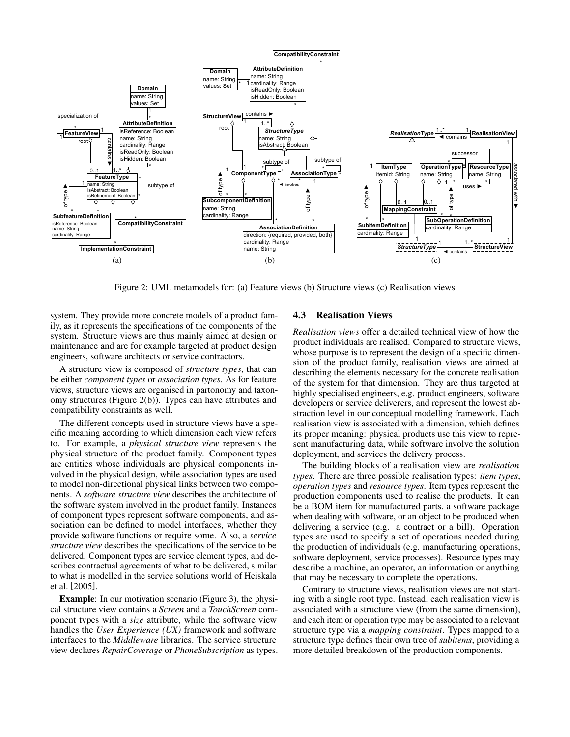Figure 2: UML metamodels for: (a) Feature views (b) Structure views (c) Realisation views

system. They provide more concrete models of a product family, as it represents the specifications of the components of the system. Structure views are thus mainly aimed at design or maintenance and are for example targeted at product design engineers, software architects or service contractors.

A structure view is composed of *structure types*, that can be either *component types* or *association types*. As for feature views, structure views are organised in partonomy and taxonomy structures (Figure 2(b)). Types can have attributes and compatibility constraints as well.

The different concepts used in structure views have a specific meaning according to which dimension each view refers to. For example, a *physical structure view* represents the physical structure of the product family. Component types are entities whose individuals are physical components involved in the physical design, while association types are used to model non-directional physical links between two components. A *software structure view* describes the architecture of the software system involved in the product family. Instances of component types represent software components, and association can be defined to model interfaces, whether they provide software functions or require some. Also, a *service structure view* describes the specifications of the service to be delivered. Component types are service element types, and describes contractual agreements of what to be delivered, similar to what is modelled in the service solutions world of Heiskala et al. [2005].

**Example**: In our motivation scenario (Figure 3), the physical structure view contains a *Screen* and a *TouchScreen* component types with a *size* attribute, while the software view handles the *User Experience (UX)* framework and software interfaces to the *Middleware* libraries. The service structure view declares *RepairCoverage* or *PhoneSubscription* as types.

### 4.3 Realisation Views

*Realisation views* offer a detailed technical view of how the product individuals are realised. Compared to structure views, whose purpose is to represent the design of a specific dimension of the product family, realisation views are aimed at describing the elements necessary for the concrete realisation of the system for that dimension. They are thus targeted at highly specialised engineers, e.g. product engineers, software developers or service deliverers, and represent the lowest abstraction level in our conceptual modelling framework. Each realisation view is associated with a dimension, which defines its proper meaning: physical products use this view to represent manufacturing data, while software involve the solution deployment, and services the delivery process.

The building blocks of a realisation view are *realisation types*. There are three possible realisation types: *item types*, *operation types* and *resource types*. Item types represent the production components used to realise the products. It can be a BOM item for manufactured parts, a software package when dealing with software, or an object to be produced when delivering a service (e.g. a contract or a bill). Operation types are used to specify a set of operations needed during the production of individuals (e.g. manufacturing operations, software deployment, service processes). Resource types may describe a machine, an operator, an information or anything that may be necessary to complete the operations.

Contrary to structure views, realisation views are not starting with a single root type. Instead, each realisation view is associated with a structure view (from the same dimension), and each item or operation type may be associated to a relevant structure type via a *mapping constraint*. Types mapped to a structure type defines their own tree of *subitems*, providing a more detailed breakdown of the production components.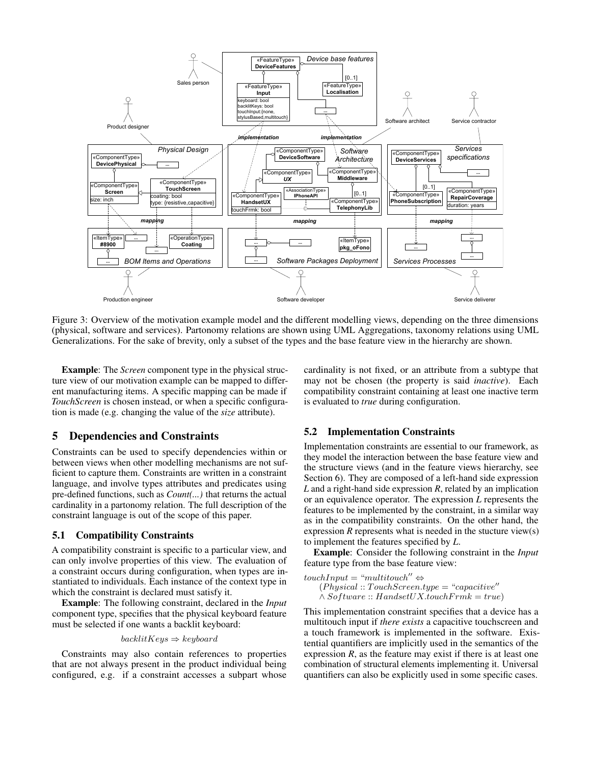Figure 3: Overview of the motivation example model and the different modelling views, depending on the three dimensions (physical, software and services). Partonomy relations are shown using UML Aggregations, taxonomy relations using UML Generalizations. For the sake of brevity, only a subset of the types and the base feature view in the hierarchy are shown.

**Example**: The *Screen* component type in the physical structure view of our motivation example can be mapped to different manufacturing items. A specific mapping can be made if *TouchScreen* is chosen instead, or when a specific configuration is made (e.g. changing the value of the *size* attribute).

## 5 Dependencies and Constraints

Constraints can be used to specify dependencies within or between views when other modelling mechanisms are not sufficient to capture them. Constraints are written in a constraint language, and involve types attributes and predicates using pre-defined functions, such as *Count(...)* that returns the actual cardinality in a partonomy relation. The full description of the constraint language is out of the scope of this paper.

### 5.1 Compatibility Constraints

A compatibility constraint is specific to a particular view, and can only involve properties of this view. The evaluation of a constraint occurs during configuration, when types are instantiated to individuals. Each instance of the context type in which the constraint is declared must satisfy it.

**Example**: The following constraint, declared in the *Input* component type, specifies that the physical keyboard feature must be selected if one wants a backlit keyboard:

$$backlitKeys \Rightarrow keyboard$$

Constraints may also contain references to properties that are not always present in the product individual being configured, e.g. if a constraint accesses a subpart whose cardinality is not fixed, or an attribute from a subtype that may not be chosen (the property is said *inactive*). Each compatibility constraint containing at least one inactive term is evaluated to *true* during configuration.

### 5.2 Implementation Constraints

Implementation constraints are essential to our framework, as they model the interaction between the base feature view and the structure views (and in the feature views hierarchy, see Section 6). They are composed of a left-hand side expression *L* and a right-hand side expression *R*, related by an implication or an equivalence operator. The expression *L* represents the features to be implemented by the constraint, in a similar way as in the compatibility constraints. On the other hand, the expression *R* represents what is needed in the stucture view(s) to implement the features specified by *L*.

**Example**: Consider the following constraint in the *Input* feature type from the base feature view:

$$touchInput = \text{“}multitouch\text{”} \Leftrightarrow \\ (Physical :: TouchScreen.type = \text{“}capacitive\text{”} \\ \wedge Software :: HandsetUX.touchFrmk = true)$$

This implementation constraint specifies that a device has a multitouch input if *there exists* a capacitive touchscreen and a touch framework is implemented in the software. Existential quantifiers are implicitly used in the semantics of the expression *R*, as the feature may exist if there is at least one combination of structural elements implementing it. Universal quantifiers can also be explicitly used in some specific cases.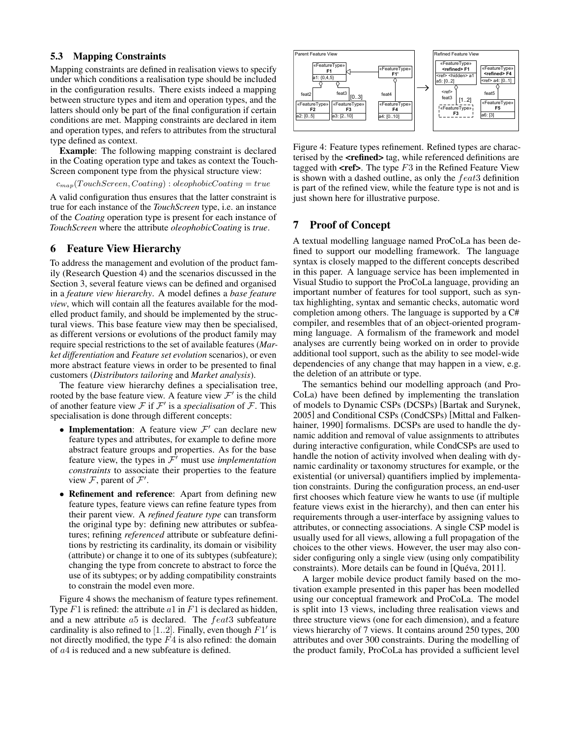### 5.3 Mapping Constraints

Mapping constraints are defined in realisation views to specify under which conditions a realisation type should be included in the configuration results. There exists indeed a mapping between structure types and item and operation types, and the latters should only be part of the final configuration if certain conditions are met. Mapping constraints are declared in item and operation types, and refers to attributes from the structural type defined as context.

**Example**: The following mapping constraint is declared in the Coating operation type and takes as context the TouchScreen component type from the physical structure view:

$$c_{map}(TouchScreen, Coating) : oleophobicCoating = true$$

A valid configuration thus ensures that the latter constraint is true for each instance of the *TouchScreen* type, i.e. an instance of the *Coating* operation type is present for each instance of *TouchScreen* where the attribute *oleophobicCoating* is *true*.

## 6 Feature View Hierarchy

To address the management and evolution of the product family (Research Question 4) and the scenarios discussed in the Section 3, several feature views can be defined and organised in a *feature view hierarchy*. A model defines a *base feature view*, which will contain all the features available for the modelled product family, and should be implemented by the structural views. This base feature view may then be specialised, as different versions or evolutions of the product family may require special restrictions to the set of available features (*Market differentiation* and *Feature set evolution* scenarios), or even more abstract feature views in order to be presented to final customers (*Distributors tailoring* and *Market analysis*).

The feature view hierarchy defines a specialisation tree, rooted by the base feature view. A feature view $\mathcal{F}'$ is the child of another feature view $\mathcal{F}$ if $\mathcal{F}'$ is a *specialisation* of $\mathcal{F}$. This specialisation is done through different concepts:

- **Implementation**: A feature view $\mathcal{F}'$ can declare new feature types and attributes, for example to define more abstract feature groups and properties. As for the base feature view, the types in $\mathcal{F}'$ must use *implementation constraints* to associate their properties to the feature view $\mathcal{F}$, parent of $\mathcal{F}'$.
- **Refinement and reference**: Apart from defining new feature types, feature views can refine feature types from their parent view. A *refined feature type* can transform the original type by: defining new attributes or subfeatures; refining *referenced* attribute or subfeature definitions by restricting its cardinality, its domain or visibility (attribute) or change it to one of its subtypes (subfeature); changing the type from concrete to abstract to force the use of its subtypes; or by adding compatibility constraints to constrain the model even more.

Figure 4 shows the mechanism of feature types refinement. Type $F1$ is refined: the attribute $a1$ in $F1$ is declared as hidden, and a new attribute $a5$ is declared. The $feat3$ subfeature cardinality is also refined to $[1..2]$. Finally, even though $F1'$ is not directly modified, the type $F4$ is also refined: the domain of $a4$ is reduced and a new subfeature is defined.

Figure 4: Feature types refinement. Refined types are characterised by the **<refined>** tag, while referenced definitions are tagged with **<ref>**. The type $F3$ in the Refined Feature View is shown with a dashed outline, as only the $feat3$ definition is part of the refined view, while the feature type is not and is just shown here for illustrative purpose.

## 7 Proof of Concept

A textual modelling language named ProCoLa has been defined to support our modelling framework. The language syntax is closely mapped to the different concepts described in this paper. A language service has been implemented in Visual Studio to support the ProCoLa language, providing an important number of features for tool support, such as syntax highlighting, syntax and semantic checks, automatic word completion among others. The language is supported by a C# compiler, and resembles that of an object-oriented programming language. A formalism of the framework and model analyses are currently being worked on in order to provide additional tool support, such as the ability to see model-wide dependencies of any change that may happen in a view, e.g. the deletion of an attribute or type.

The semantics behind our modelling approach (and ProCoLa) have been defined by implementing the translation of models to Dynamic CSPs (DCSPs) [Bartak and Surynek, 2005] and Conditional CSPs (CondCSPs) [Mittal and Falkenhainer, 1990] formalisms. DCSPs are used to handle the dynamic addition and removal of value assignments to attributes during interactive configuration, while CondCSPs are used to handle the notion of activity involved when dealing with dynamic cardinality or taxonomy structures for example, or the existential (or universal) quantifiers implied by implementation constraints. During the configuration process, an end-user first chooses which feature view he wants to use (if multiple feature views exist in the hierarchy), and then can enter his requirements through a user-interface by assigning values to attributes, or connecting associations. A single CSP model is usually used for all views, allowing a full propagation of the choices to the other views. However, the user may also consider configuring only a single view (using only compatibility constraints). More details can be found in [Quéva, 2011].

A larger mobile device product family based on the motivation example presented in this paper has been modelled using our conceptual framework and ProCoLa. The model is split into 13 views, including three realisation views and three structure views (one for each dimension), and a feature views hierarchy of 7 views. It contains around 250 types, 200 attributes and over 300 constraints. During the modelling of the product family, ProCoLa has provided a sufficient level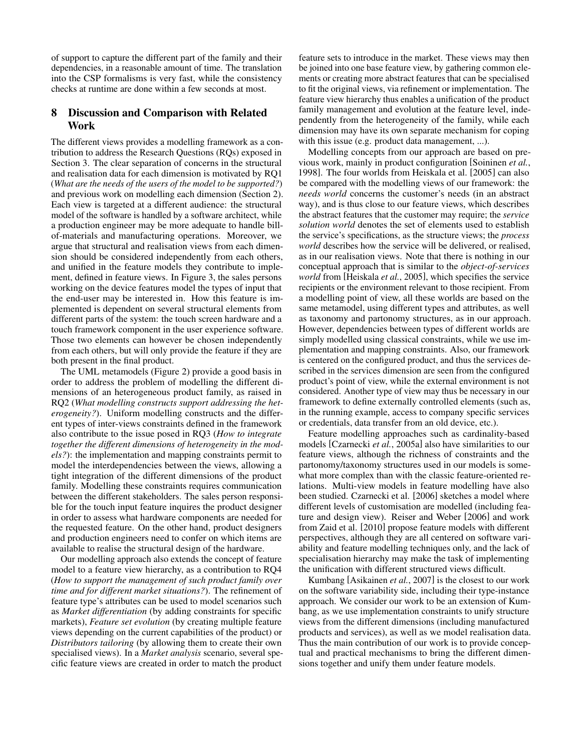of support to capture the different part of the family and their dependencies, in a reasonable amount of time. The translation into the CSP formalisms is very fast, while the consistency checks at runtime are done within a few seconds at most.

## 8 Discussion and Comparison with Related Work

The different views provides a modelling framework as a contribution to address the Research Questions (RQs) exposed in Section 3. The clear separation of concerns in the structural and realisation data for each dimension is motivated by RQ1 (*What are the needs of the users of the model to be supported?*) and previous work on modelling each dimension (Section 2). Each view is targeted at a different audience: the structural model of the software is handled by a software architect, while a production engineer may be more adequate to handle bill-of-materials and manufacturing operations. Moreover, we argue that structural and realisation views from each dimension should be considered independently from each others, and unified in the feature models they contribute to implement, defined in feature views. In Figure 3, the sales persons working on the device features model the types of input that the end-user may be interested in. How this feature is implemented is dependent on several structural elements from different parts of the system: the touch screen hardware and a touch framework component in the user experience software. Those two elements can however be chosen independently from each others, but will only provide the feature if they are both present in the final product.

The UML metamodels (Figure 2) provide a good basis in order to address the problem of modelling the different dimensions of an heterogeneous product family, as raised in RQ2 (*What modelling constructs support addressing the heterogeneity?*). Uniform modelling constructs and the different types of inter-views constraints defined in the framework also contribute to the issue posed in RQ3 (*How to integrate together the different dimensions of heterogeneity in the models?*): the implementation and mapping constraints permit to model the interdependencies between the views, allowing a tight integration of the different dimensions of the product family. Modelling these constraints requires communication between the different stakeholders. The sales person responsible for the touch input feature inquires the product designer in order to assess what hardware components are needed for the requested feature. On the other hand, product designers and production engineers need to confer on which items are available to realise the structural design of the hardware.

Our modelling approach also extends the concept of feature model to a feature view hierarchy, as a contribution to RQ4 (*How to support the management of such product family over time and for different market situations?*). The refinement of feature type's attributes can be used to model scenarios such as *Market differentiation* (by adding constraints for specific markets), *Feature set evolution* (by creating multiple feature views depending on the current capabilities of the product) or *Distributors tailoring* (by allowing them to create their own specialised views). In a *Market analysis* scenario, several specific feature views are created in order to match the product feature sets to introduce in the market. These views may then be joined into one base feature view, by gathering common elements or creating more abstract features that can be specialised to fit the original views, via refinement or implementation. The feature view hierarchy thus enables a unification of the product family management and evolution at the feature level, independently from the heterogeneity of the family, while each dimension may have its own separate mechanism for coping with this issue (e.g. product data management, ...).

Modelling concepts from our approach are based on previous work, mainly in product configuration [Soininen *et al.*, 1998]. The four worlds from Heiskala et al. [2005] can also be compared with the modelling views of our framework: the *needs world* concerns the customer's needs (in an abstract way), and is thus close to our feature views, which describes the abstract features that the customer may require; the *service solution world* denotes the set of elements used to establish the service's specifications, as the structure views; the *process world* describes how the service will be delivered, or realised, as in our realisation views. Note that there is nothing in our conceptual approach that is similar to the *object-of-services world* from [Heiskala *et al.*, 2005], which specifies the service recipients or the environment relevant to those recipient. From a modelling point of view, all these worlds are based on the same metamodel, using different types and attributes, as well as taxonomy and partonomy structures, as in our approach. However, dependencies between types of different worlds are simply modelled using classical constraints, while we use implementation and mapping constraints. Also, our framework is centered on the configured product, and thus the services described in the services dimension are seen from the configured product's point of view, while the external environment is not considered. Another type of view may thus be necessary in our framework to define externally controlled elements (such as, in the running example, access to company specific services or credentials, data transfer from an old device, etc.).

Feature modelling approaches such as cardinality-based models [Czarnecki *et al.*, 2005a] also have similarities to our feature views, although the richness of constraints and the partonomy/taxonomy structures used in our models is somewhat more complex than with the classic feature-oriented relations. Multi-view models in feature modelling have also been studied. Czarnecki et al. [2006] sketches a model where different levels of customisation are modelled (including feature and design view). Reiser and Weber [2006] and work from Zaid et al. [2010] propose feature models with different perspectives, although they are all centered on software variability and feature modelling techniques only, and the lack of specialisation hierarchy may make the task of implementing the unification with different structured views difficult.

Kumbang [Asikainen *et al.*, 2007] is the closest to our work on the software variability side, including their type-instance approach. We consider our work to be an extension of Kumbang, as we use implementation constraints to unify structure views from the different dimensions (including manufactured products and services), as well as we model realisation data. Thus the main contribution of our work is to provide conceptual and practical mechanisms to bring the different dimensions together and unify them under feature models.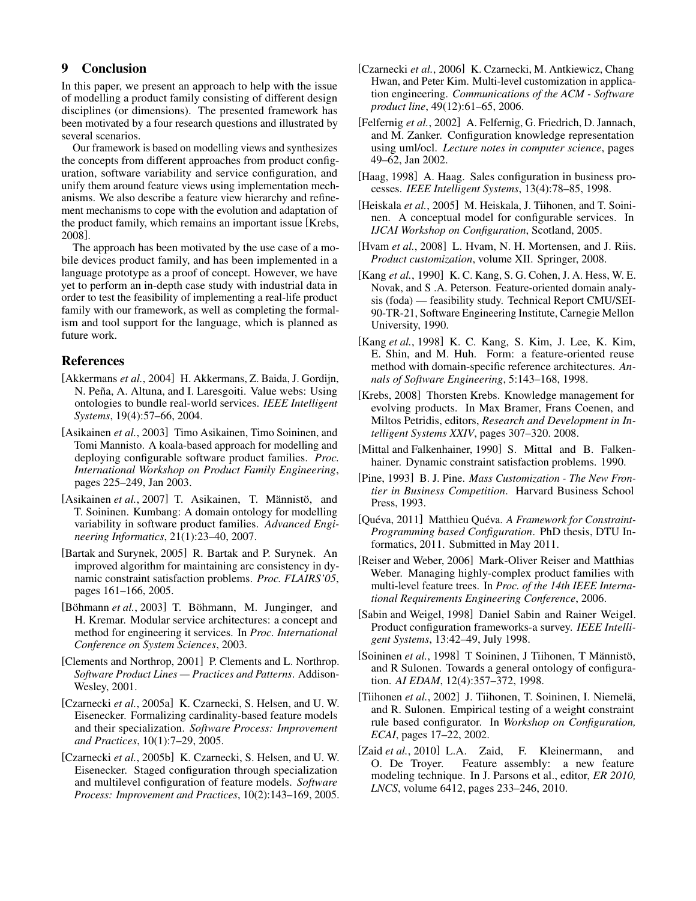## 9 Conclusion

In this paper, we present an approach to help with the issue of modelling a product family consisting of different design disciplines (or dimensions). The presented framework has been motivated by a four research questions and illustrated by several scenarios.

Our framework is based on modelling views and synthesizes the concepts from different approaches from product configuration, software variability and service configuration, and unify them around feature views using implementation mechanisms. We also describe a feature view hierarchy and refinement mechanisms to cope with the evolution and adaptation of the product family, which remains an important issue [Krebs, 2008].

The approach has been motivated by the use case of a mobile devices product family, and has been implemented in a language prototype as a proof of concept. However, we have yet to perform an in-depth case study with industrial data in order to test the feasibility of implementing a real-life product family with our framework, as well as completing the formalism and tool support for the language, which is planned as future work.

## References

[Akkermans *et al.*, 2004] H. Akkermans, Z. Baida, J. Gordijn, N. Peña, A. Altuna, and I. Laresgoiti. Value webs: Using ontologies to bundle real-world services. *IEEE Intelligent Systems*, 19(4):57–66, 2004.

[Asikainen *et al.*, 2003] Timo Asikainen, Timo Soininen, and Tomi Mannisto. A koala-based approach for modelling and deploying configurable software product families. *Proc. International Workshop on Product Family Engineering*, pages 225–249, Jan 2003.

[Asikainen *et al.*, 2007] T. Asikainen, T. Männistö, and T. Soininen. Kumbang: A domain ontology for modelling variability in software product families. *Advanced Engineering Informatics*, 21(1):23–40, 2007.

[Bartak and Surynek, 2005] R. Bartak and P. Surynek. An improved algorithm for maintaining arc consistency in dynamic constraint satisfaction problems. *Proc. FLAIRS'05*, pages 161–166, 2005.

[Böhmann *et al.*, 2003] T. Böhmann, M. Junginger, and H. Kremar. Modular service architectures: a concept and method for engineering it services. In *Proc. International Conference on System Sciences*, 2003.

[Clements and Northrop, 2001] P. Clements and L. Northrop. *Software Product Lines — Practices and Patterns*. Addison-Wesley, 2001.

[Czarnecki *et al.*, 2005a] K. Czarnecki, S. Helsen, and U. W. Eisenecker. Formalizing cardinality-based feature models and their specialization. *Software Process: Improvement and Practices*, 10(1):7–29, 2005.

[Czarnecki *et al.*, 2005b] K. Czarnecki, S. Helsen, and U. W. Eisenecker. Staged configuration through specialization and multilevel configuration of feature models. *Software Process: Improvement and Practices*, 10(2):143–169, 2005.

[Czarnecki *et al.*, 2006] K. Czarnecki, M. Antkiewicz, Chang Hwan, and Peter Kim. Multi-level customization in application engineering. *Communications of the ACM - Software product line*, 49(12):61–65, 2006.

[Felfernig *et al.*, 2002] A. Felfernig, G. Friedrich, D. Jannach, and M. Zanker. Configuration knowledge representation using uml/ocl. *Lecture notes in computer science*, pages 49–62, Jan 2002.

[Haag, 1998] A. Haag. Sales configuration in business processes. *IEEE Intelligent Systems*, 13(4):78–85, 1998.

[Heiskala *et al.*, 2005] M. Heiskala, J. Tiihonen, and T. Soininen. A conceptual model for configurable services. In *IJCAI Workshop on Configuration*, Scotland, 2005.

[Hvam *et al.*, 2008] L. Hvam, N. H. Mortensen, and J. Riis. *Product customization*, volume XII. Springer, 2008.

[Kang *et al.*, 1990] K. C. Kang, S. G. Cohen, J. A. Hess, W. E. Novak, and S .A. Peterson. Feature-oriented domain analysis (foda) — feasibility study. Technical Report CMU/SEI-90-TR-21, Software Engineering Institute, Carnegie Mellon University, 1990.

[Kang *et al.*, 1998] K. C. Kang, S. Kim, J. Lee, K. Kim, E. Shin, and M. Huh. Form: a feature-oriented reuse method with domain-specific reference architectures. *Annals of Software Engineering*, 5:143–168, 1998.

[Krebs, 2008] Thorsten Krebs. Knowledge management for evolving products. In Max Bramer, Frans Coenen, and Miltos Petridis, editors, *Research and Development in Intelligent Systems XXIV*, pages 307–320. 2008.

[Mittal and Falkenhainer, 1990] S. Mittal and B. Falkenhainer. Dynamic constraint satisfaction problems. 1990.

[Pine, 1993] B. J. Pine. *Mass Customization - The New Frontier in Business Competition*. Harvard Business School Press, 1993.

[Quéva, 2011] Matthieu Quéva. *A Framework for Constraint-Programming based Configuration*. PhD thesis, DTU Informatics, 2011. Submitted in May 2011.

[Reiser and Weber, 2006] Mark-Oliver Reiser and Matthias Weber. Managing highly-complex product families with multi-level feature trees. In *Proc. of the 14th IEEE International Requirements Engineering Conference*, 2006.

[Sabin and Weigel, 1998] Daniel Sabin and Rainer Weigel. Product configuration frameworks-a survey. *IEEE Intelligent Systems*, 13:42–49, July 1998.

[Soininen *et al.*, 1998] T Soininen, J Tiihonen, T Männistö, and R Sulonen. Towards a general ontology of configuration. *AI EDAM*, 12(4):357–372, 1998.

[Tiihonen *et al.*, 2002] J. Tiihonen, T. Soininen, I. Niemelä, and R. Sulonen. Empirical testing of a weight constraint rule based configurator. In *Workshop on Configuration, ECAI*, pages 17–22, 2002.

[Zaid *et al.*, 2010] L.A. Zaid, F. Kleinermann, and O. De Troyer. Feature assembly: a new feature modeling technique. In J. Parsons et al., editor, *ER 2010, LNCS*, volume 6412, pages 233–246, 2010.